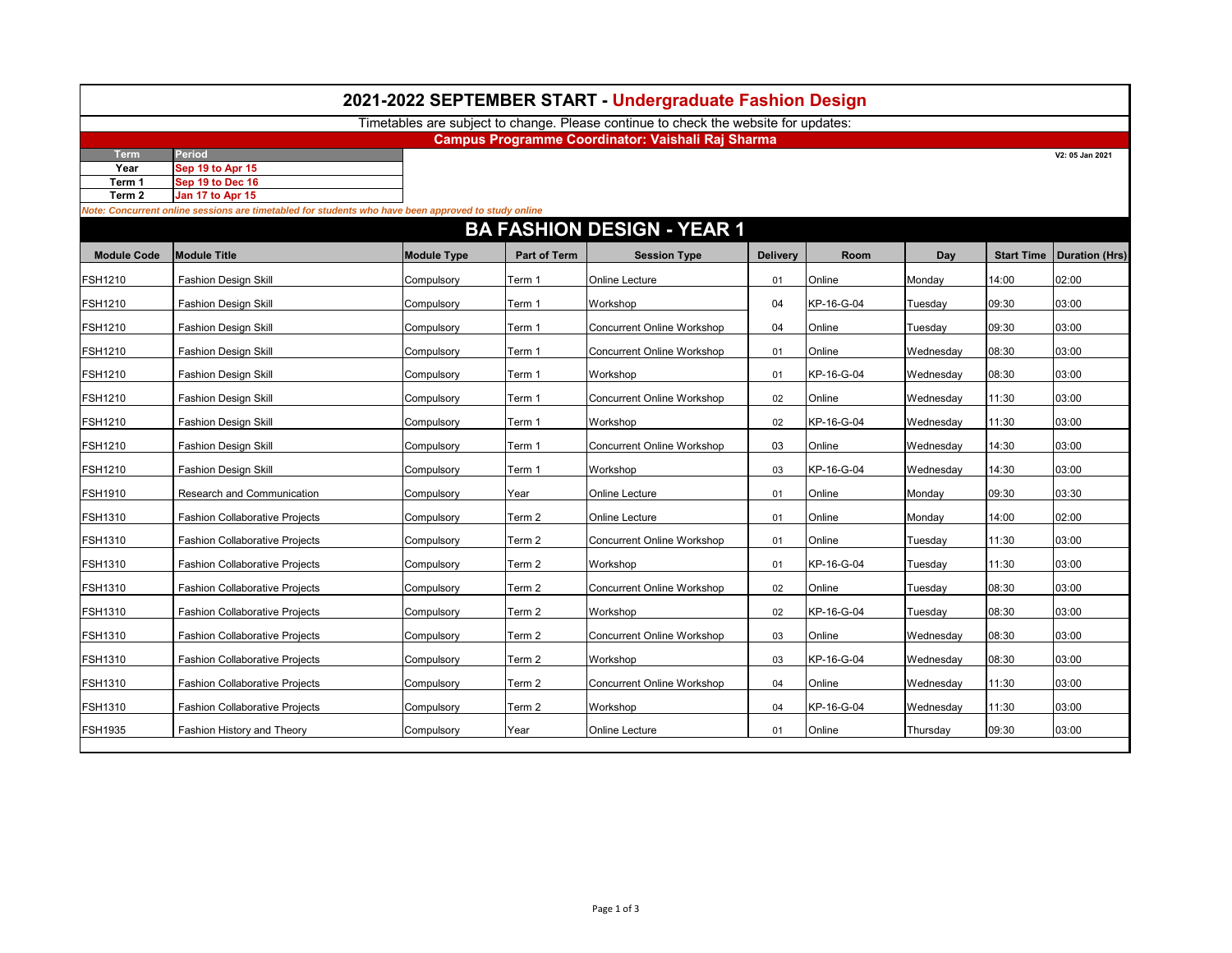# 2021-2022 SEPTEMBER START - Undergraduate Fashion Design

Timetables are subject to change. Please continue to check the website for updates:

**Campus Programme Coordinator: Vaishali Raj Sharma**

V2: 05 Jan 2021

| Term | Period |
|---|---|
| Year | Sep 19 to Apr 15 |
| Term 1 | Sep 19 to Dec 16 |
| Term 2 | Jan 17 to Apr 15 |

*Note: Concurrent online sessions are timetabled for students who have been approved to study online*

## BA FASHION DESIGN - YEAR 1

| Module Code | Module Title | Module Type | Part of Term | Session Type | Delivery | Room | Day | Start Time | Duration (Hrs) |
|---|---|---|---|---|---|---|---|---|---|
| FSH1210 | Fashion Design Skill | Compulsory | Term 1 | Online Lecture | 01 | Online | Monday | 14:00 | 02:00 |
| FSH1210 | Fashion Design Skill | Compulsory | Term 1 | Workshop | 04 | KP-16-G-04 | Tuesday | 09:30 | 03:00 |
| FSH1210 | Fashion Design Skill | Compulsory | Term 1 | Concurrent Online Workshop | 04 | Online | Tuesday | 09:30 | 03:00 |
| FSH1210 | Fashion Design Skill | Compulsory | Term 1 | Concurrent Online Workshop | 01 | Online | Wednesday | 08:30 | 03:00 |
| FSH1210 | Fashion Design Skill | Compulsory | Term 1 | Workshop | 01 | KP-16-G-04 | Wednesday | 08:30 | 03:00 |
| FSH1210 | Fashion Design Skill | Compulsory | Term 1 | Concurrent Online Workshop | 02 | Online | Wednesday | 11:30 | 03:00 |
| FSH1210 | Fashion Design Skill | Compulsory | Term 1 | Workshop | 02 | KP-16-G-04 | Wednesday | 11:30 | 03:00 |
| FSH1210 | Fashion Design Skill | Compulsory | Term 1 | Concurrent Online Workshop | 03 | Online | Wednesday | 14:30 | 03:00 |
| FSH1210 | Fashion Design Skill | Compulsory | Term 1 | Workshop | 03 | KP-16-G-04 | Wednesday | 14:30 | 03:00 |
| FSH1910 | Research and Communication | Compulsory | Year | Online Lecture | 01 | Online | Monday | 09:30 | 03:30 |
| FSH1310 | Fashion Collaborative Projects | Compulsory | Term 2 | Online Lecture | 01 | Online | Monday | 14:00 | 02:00 |
| FSH1310 | Fashion Collaborative Projects | Compulsory | Term 2 | Concurrent Online Workshop | 01 | Online | Tuesday | 11:30 | 03:00 |
| FSH1310 | Fashion Collaborative Projects | Compulsory | Term 2 | Workshop | 01 | KP-16-G-04 | Tuesday | 11:30 | 03:00 |
| FSH1310 | Fashion Collaborative Projects | Compulsory | Term 2 | Concurrent Online Workshop | 02 | Online | Tuesday | 08:30 | 03:00 |
| FSH1310 | Fashion Collaborative Projects | Compulsory | Term 2 | Workshop | 02 | KP-16-G-04 | Tuesday | 08:30 | 03:00 |
| FSH1310 | Fashion Collaborative Projects | Compulsory | Term 2 | Concurrent Online Workshop | 03 | Online | Wednesday | 08:30 | 03:00 |
| FSH1310 | Fashion Collaborative Projects | Compulsory | Term 2 | Workshop | 03 | KP-16-G-04 | Wednesday | 08:30 | 03:00 |
| FSH1310 | Fashion Collaborative Projects | Compulsory | Term 2 | Concurrent Online Workshop | 04 | Online | Wednesday | 11:30 | 03:00 |
| FSH1310 | Fashion Collaborative Projects | Compulsory | Term 2 | Workshop | 04 | KP-16-G-04 | Wednesday | 11:30 | 03:00 |
| FSH1935 | Fashion History and Theory | Compulsory | Year | Online Lecture | 01 | Online | Thursday | 09:30 | 03:00 |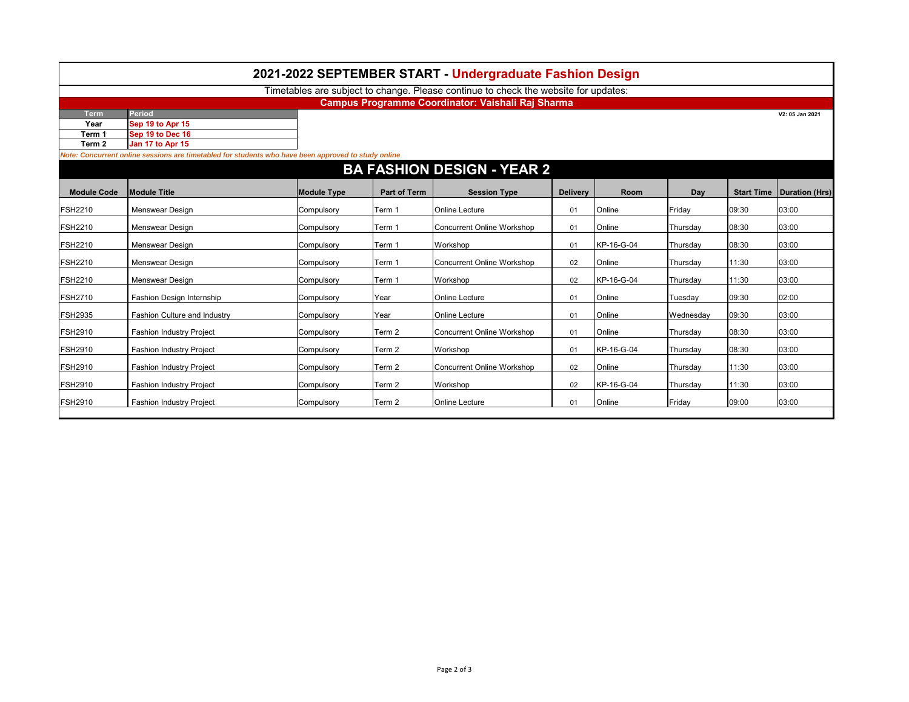# 2021-2022 SEPTEMBER START - Undergraduate Fashion Design

Timetables are subject to change. Please continue to check the website for updates:

**Campus Programme Coordinator: Vaishali Raj Sharma**

V2: 05 Jan 2021

| Term | Period |
|---|---|
| Year | Sep 19 to Apr 15 |
| Term 1 | Sep 19 to Dec 16 |
| Term 2 | Jan 17 to Apr 15 |

*Note: Concurrent online sessions are timetabled for students who have been approved to study online*

## BA FASHION DESIGN - YEAR 2

| Module Code | Module Title | Module Type | Part of Term | Session Type | Delivery | Room | Day | Start Time | Duration (Hrs) |
|---|---|---|---|---|---|---|---|---|---|
| FSH2210 | Menswear Design | Compulsory | Term 1 | Online Lecture | 01 | Online | Friday | 09:30 | 03:00 |
| FSH2210 | Menswear Design | Compulsory | Term 1 | Concurrent Online Workshop | 01 | Online | Thursday | 08:30 | 03:00 |
| FSH2210 | Menswear Design | Compulsory | Term 1 | Workshop | 01 | KP-16-G-04 | Thursday | 08:30 | 03:00 |
| FSH2210 | Menswear Design | Compulsory | Term 1 | Concurrent Online Workshop | 02 | Online | Thursday | 11:30 | 03:00 |
| FSH2210 | Menswear Design | Compulsory | Term 1 | Workshop | 02 | KP-16-G-04 | Thursday | 11:30 | 03:00 |
| FSH2710 | Fashion Design Internship | Compulsory | Year | Online Lecture | 01 | Online | Tuesday | 09:30 | 02:00 |
| FSH2935 | Fashion Culture and Industry | Compulsory | Year | Online Lecture | 01 | Online | Wednesday | 09:30 | 03:00 |
| FSH2910 | Fashion Industry Project | Compulsory | Term 2 | Concurrent Online Workshop | 01 | Online | Thursday | 08:30 | 03:00 |
| FSH2910 | Fashion Industry Project | Compulsory | Term 2 | Workshop | 01 | KP-16-G-04 | Thursday | 08:30 | 03:00 |
| FSH2910 | Fashion Industry Project | Compulsory | Term 2 | Concurrent Online Workshop | 02 | Online | Thursday | 11:30 | 03:00 |
| FSH2910 | Fashion Industry Project | Compulsory | Term 2 | Workshop | 02 | KP-16-G-04 | Thursday | 11:30 | 03:00 |
| FSH2910 | Fashion Industry Project | Compulsory | Term 2 | Online Lecture | 01 | Online | Friday | 09:00 | 03:00 |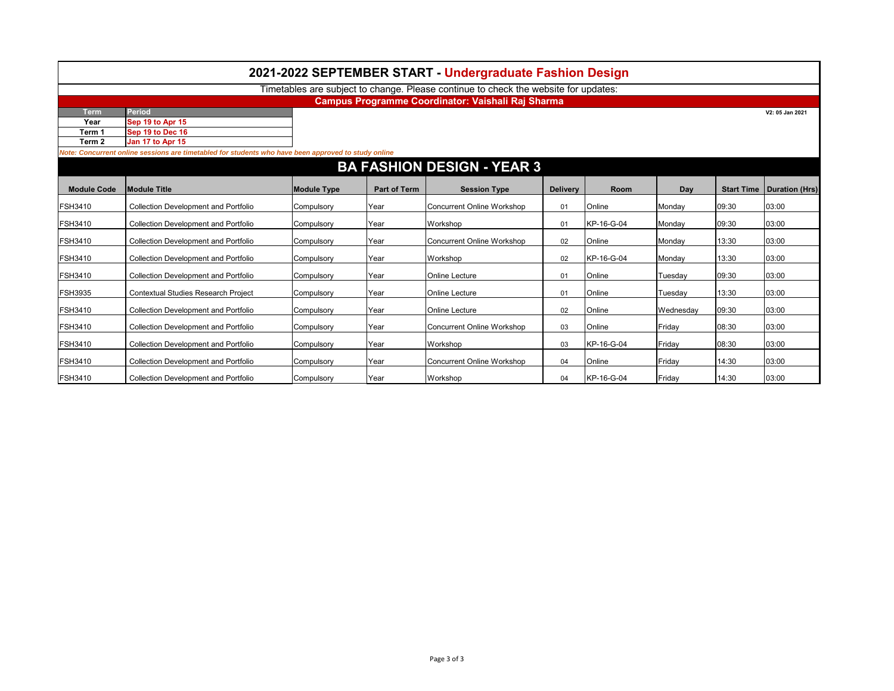# 2021-2022 SEPTEMBER START - Undergraduate Fashion Design

Timetables are subject to change. Please continue to check the website for updates:

**Campus Programme Coordinator: Vaishali Raj Sharma**

**V2: 05 Jan 2021**

| Term | Period |
|---|---|
| Year | Sep 19 to Apr 15 |
| Term 1 | Sep 19 to Dec 16 |
| Term 2 | Jan 17 to Apr 15 |

*Note: Concurrent online sessions are timetabled for students who have been approved to study online*

## BA FASHION DESIGN - YEAR 3

| Module Code | Module Title | Module Type | Part of Term | Session Type | Delivery | Room | Day | Start Time | Duration (Hrs) |
|---|---|---|---|---|---|---|---|---|---|
| FSH3410 | Collection Development and Portfolio | Compulsory | Year | Concurrent Online Workshop | 01 | Online | Monday | 09:30 | 03:00 |
| FSH3410 | Collection Development and Portfolio | Compulsory | Year | Workshop | 01 | KP-16-G-04 | Monday | 09:30 | 03:00 |
| FSH3410 | Collection Development and Portfolio | Compulsory | Year | Concurrent Online Workshop | 02 | Online | Monday | 13:30 | 03:00 |
| FSH3410 | Collection Development and Portfolio | Compulsory | Year | Workshop | 02 | KP-16-G-04 | Monday | 13:30 | 03:00 |
| FSH3410 | Collection Development and Portfolio | Compulsory | Year | Online Lecture | 01 | Online | Tuesday | 09:30 | 03:00 |
| FSH3935 | Contextual Studies Research Project | Compulsory | Year | Online Lecture | 01 | Online | Tuesday | 13:30 | 03:00 |
| FSH3410 | Collection Development and Portfolio | Compulsory | Year | Online Lecture | 02 | Online | Wednesday | 09:30 | 03:00 |
| FSH3410 | Collection Development and Portfolio | Compulsory | Year | Concurrent Online Workshop | 03 | Online | Friday | 08:30 | 03:00 |
| FSH3410 | Collection Development and Portfolio | Compulsory | Year | Workshop | 03 | KP-16-G-04 | Friday | 08:30 | 03:00 |
| FSH3410 | Collection Development and Portfolio | Compulsory | Year | Concurrent Online Workshop | 04 | Online | Friday | 14:30 | 03:00 |
| FSH3410 | Collection Development and Portfolio | Compulsory | Year | Workshop | 04 | KP-16-G-04 | Friday | 14:30 | 03:00 |